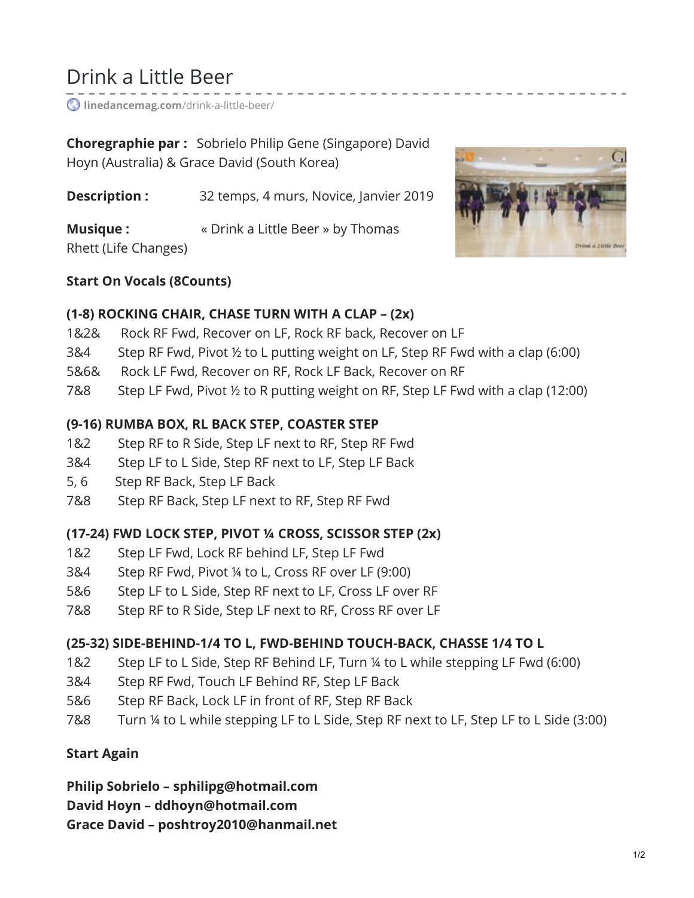# Drink a Little Beer

linedancemag.com/drink-a-little-beer/

**Choregraphie par :** Sobrielo Philip Gene (Singapore) David Hoyn (Australia) & Grace David (South Korea)

**Description :** 32 temps, 4 murs, Novice, Janvier 2019

**Musique :** « Drink a Little Beer » by Thomas Rhett (Life Changes)

**Start On Vocals (8Counts)**

**(1-8) ROCKING CHAIR, CHASE TURN WITH A CLAP – (2x)**

1&2& Rock RF Fwd, Recover on LF, Rock RF back, Recover on LF
3&4 Step RF Fwd, Pivot ½ to L putting weight on LF, Step RF Fwd with a clap (6:00)
5&6& Rock LF Fwd, Recover on RF, Rock LF Back, Recover on RF
7&8 Step LF Fwd, Pivot ½ to R putting weight on RF, Step LF Fwd with a clap (12:00)

**(9-16) RUMBA BOX, RL BACK STEP, COASTER STEP**

1&2 Step RF to R Side, Step LF next to RF, Step RF Fwd
3&4 Step LF to L Side, Step RF next to LF, Step LF Back
5, 6 Step RF Back, Step LF Back
7&8 Step RF Back, Step LF next to RF, Step RF Fwd

**(17-24) FWD LOCK STEP, PIVOT ¼ CROSS, SCISSOR STEP (2x)**

1&2 Step LF Fwd, Lock RF behind LF, Step LF Fwd
3&4 Step RF Fwd, Pivot ¼ to L, Cross RF over LF (9:00)
5&6 Step LF to L Side, Step RF next to LF, Cross LF over RF
7&8 Step RF to R Side, Step LF next to RF, Cross RF over LF

**(25-32) SIDE-BEHIND-1/4 TO L, FWD-BEHIND TOUCH-BACK, CHASSE 1/4 TO L**

1&2 Step LF to L Side, Step RF Behind LF, Turn ¼ to L while stepping LF Fwd (6:00)
3&4 Step RF Fwd, Touch LF Behind RF, Step LF Back
5&6 Step RF Back, Lock LF in front of RF, Step RF Back
7&8 Turn ¼ to L while stepping LF to L Side, Step RF next to LF, Step LF to L Side (3:00)

**Start Again**

**Philip Sobrielo – sphilipg@hotmail.com**
**David Hoyn – ddhoyn@hotmail.com**
**Grace David – poshtroy2010@hanmail.net**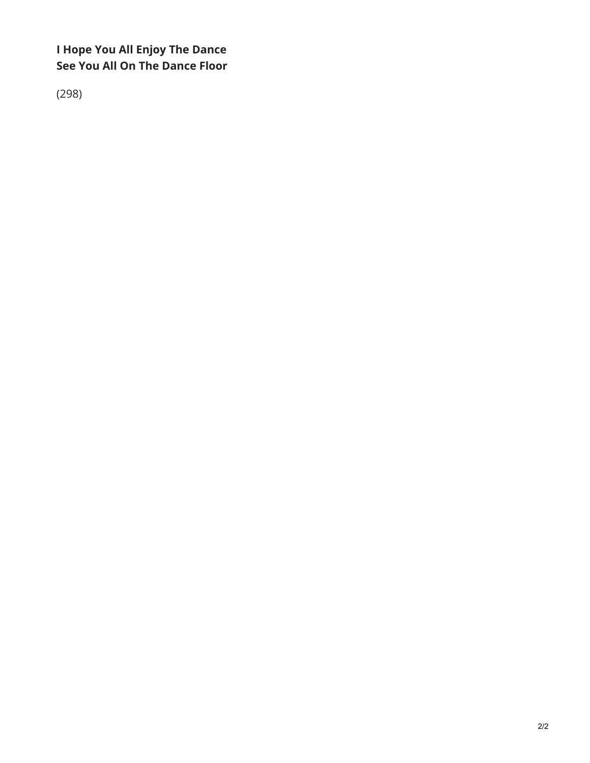**I Hope You All Enjoy The Dance**
**See You All On The Dance Floor**

(298)